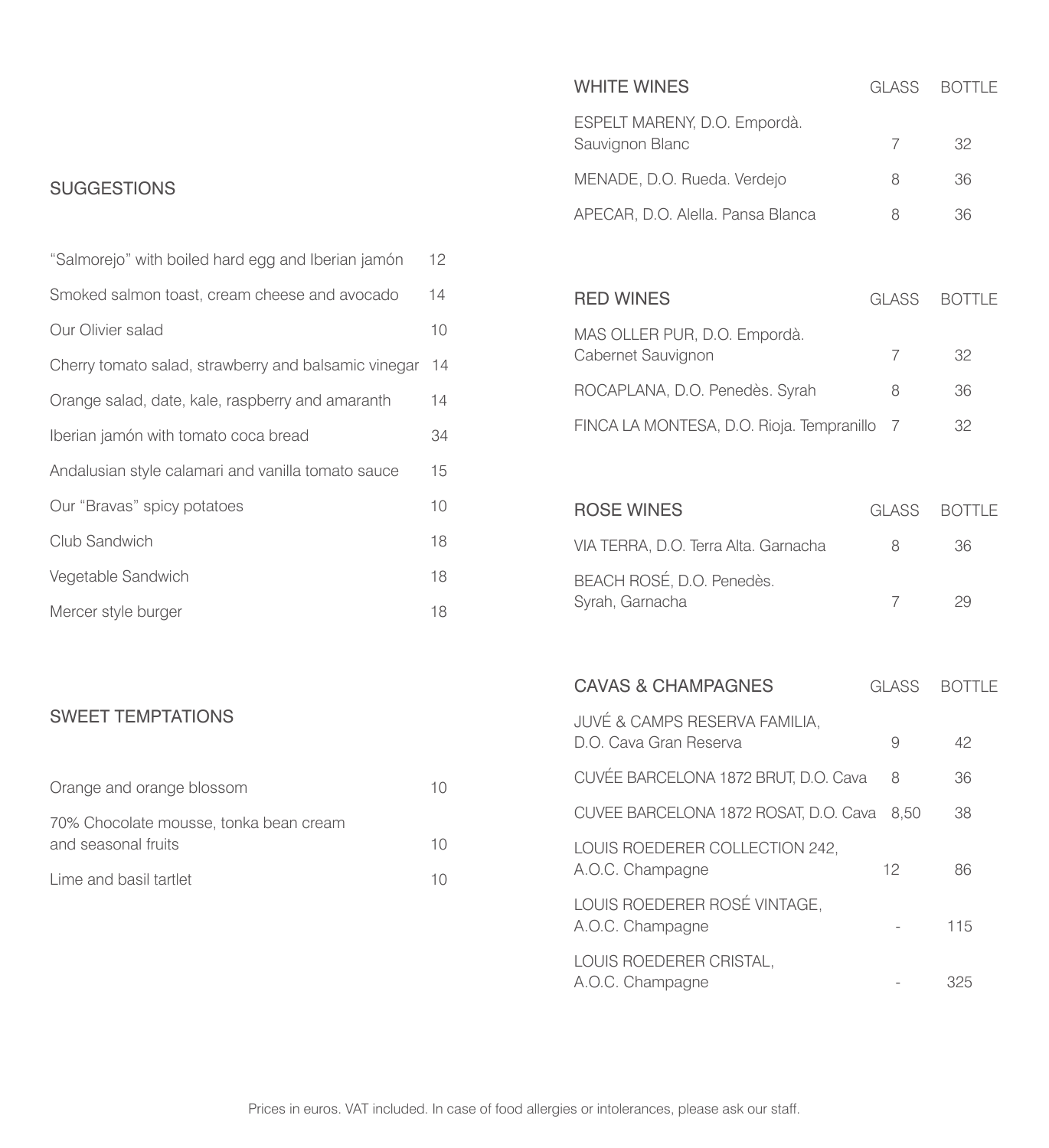## SUGGESTIONS

| Item | Price |
| --- | --- |
| "Salmorejo" with boiled hard egg and Iberian jamón | 12 |
| Smoked salmon toast, cream cheese and avocado | 14 |
| Our Olivier salad | 10 |
| Cherry tomato salad, strawberry and balsamic vinegar | 14 |
| Orange salad, date, kale, raspberry and amaranth | 14 |
| Iberian jamón with tomato coca bread | 34 |
| Andalusian style calamari and vanilla tomato sauce | 15 |
| Our "Bravas" spicy potatoes | 10 |
| Club Sandwich | 18 |
| Vegetable Sandwich | 18 |
| Mercer style burger | 18 |

## SWEET TEMPTATIONS

| Item | Price |
| --- | --- |
| Orange and orange blossom | 10 |
| 70% Chocolate mousse, tonka bean cream and seasonal fruits | 10 |
| Lime and basil tartlet | 10 |

## WHITE WINES

| WHITE WINES | GLASS | BOTTLE |
| --- | --- | --- |
| ESPELT MARENY, D.O. Empordà. Sauvignon Blanc | 7 | 32 |
| MENADE, D.O. Rueda. Verdejo | 8 | 36 |
| APECAR, D.O. Alella. Pansa Blanca | 8 | 36 |

## RED WINES

| RED WINES | GLASS | BOTTLE |
| --- | --- | --- |
| MAS OLLER PUR, D.O. Empordà. Cabernet Sauvignon | 7 | 32 |
| ROCAPLANA, D.O. Penedès. Syrah | 8 | 36 |
| FINCA LA MONTESA, D.O. Rioja. Tempranillo | 7 | 32 |

## ROSE WINES

| ROSE WINES | GLASS | BOTTLE |
| --- | --- | --- |
| VIA TERRA, D.O. Terra Alta. Garnacha | 8 | 36 |
| BEACH ROSÉ, D.O. Penedès. Syrah, Garnacha | 7 | 29 |

## CAVAS & CHAMPAGNES

| CAVAS & CHAMPAGNES | GLASS | BOTTLE |
| --- | --- | --- |
| JUVÉ & CAMPS RESERVA FAMILIA, D.O. Cava Gran Reserva | 9 | 42 |
| CUVÉE BARCELONA 1872 BRUT, D.O. Cava | 8 | 36 |
| CUVEE BARCELONA 1872 ROSAT, D.O. Cava | 8,50 | 38 |
| LOUIS ROEDERER COLLECTION 242, A.O.C. Champagne | 12 | 86 |
| LOUIS ROEDERER ROSÉ VINTAGE, A.O.C. Champagne | - | 115 |
| LOUIS ROEDERER CRISTAL, A.O.C. Champagne | - | 325 |

Prices in euros. VAT included. In case of food allergies or intolerances, please ask our staff.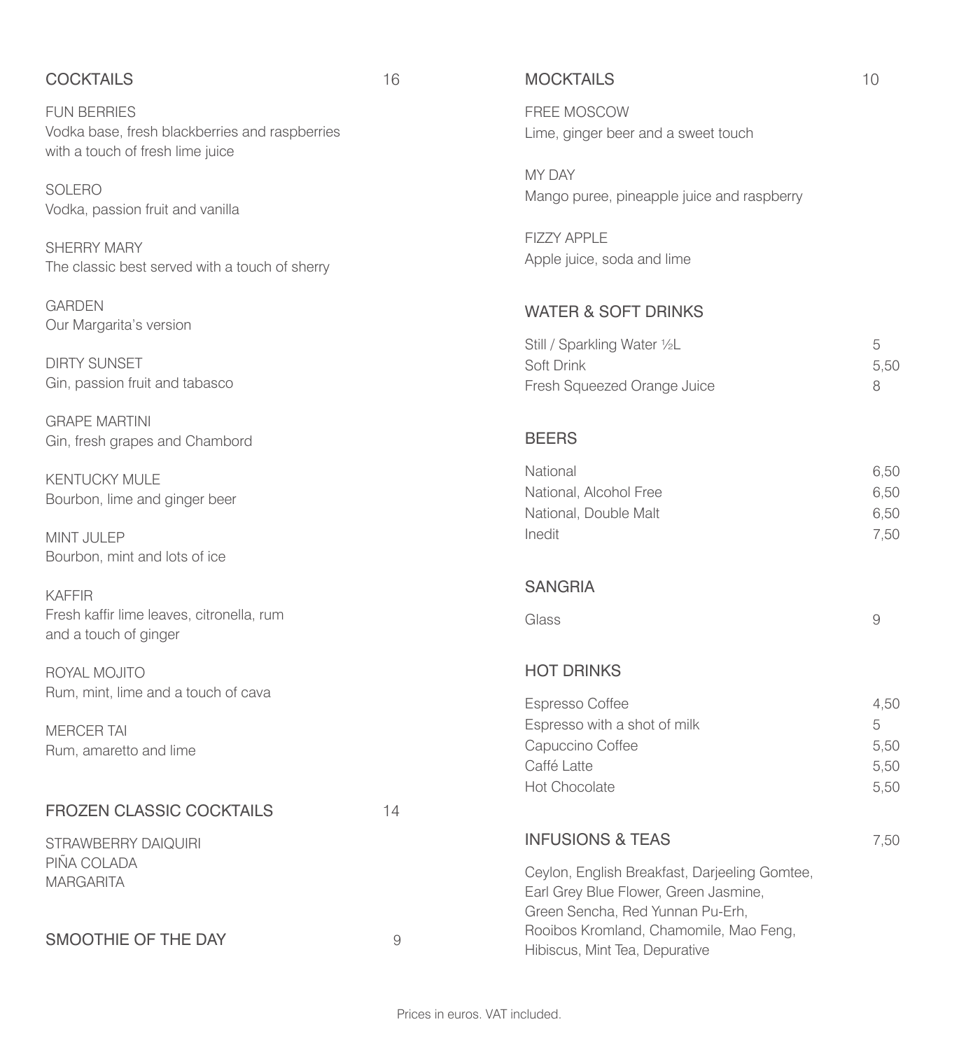## COCKTAILS 16

FUN BERRIES
Vodka base, fresh blackberries and raspberries with a touch of fresh lime juice

SOLERO
Vodka, passion fruit and vanilla

SHERRY MARY
The classic best served with a touch of sherry

GARDEN
Our Margarita's version

DIRTY SUNSET
Gin, passion fruit and tabasco

GRAPE MARTINI
Gin, fresh grapes and Chambord

KENTUCKY MULE
Bourbon, lime and ginger beer

MINT JULEP
Bourbon, mint and lots of ice

KAFFIR
Fresh kaffir lime leaves, citronella, rum and a touch of ginger

ROYAL MOJITO
Rum, mint, lime and a touch of cava

MERCER TAI
Rum, amaretto and lime

## FROZEN CLASSIC COCKTAILS 14

STRAWBERRY DAIQUIRI
PIÑA COLADA
MARGARITA

## SMOOTHIE OF THE DAY 9

## MOCKTAILS 10

FREE MOSCOW
Lime, ginger beer and a sweet touch

MY DAY
Mango puree, pineapple juice and raspberry

FIZZY APPLE
Apple juice, soda and lime

## WATER & SOFT DRINKS

| | |
|---|---|
| Still / Sparkling Water ½L | 5 |
| Soft Drink | 5,50 |
| Fresh Squeezed Orange Juice | 8 |

## BEERS

| | |
|---|---|
| National | 6,50 |
| National, Alcohol Free | 6,50 |
| National, Double Malt | 6,50 |
| Inedit | 7,50 |

## SANGRIA

| | |
|---|---|
| Glass | 9 |

## HOT DRINKS

| | |
|---|---|
| Espresso Coffee | 4,50 |
| Espresso with a shot of milk | 5 |
| Capuccino Coffee | 5,50 |
| Caffé Latte | 5,50 |
| Hot Chocolate | 5,50 |

## INFUSIONS & TEAS 7,50

Ceylon, English Breakfast, Darjeeling Gomtee, Earl Grey Blue Flower, Green Jasmine, Green Sencha, Red Yunnan Pu-Erh, Rooibos Kromland, Chamomile, Mao Feng, Hibiscus, Mint Tea, Depurative

Prices in euros. VAT included.